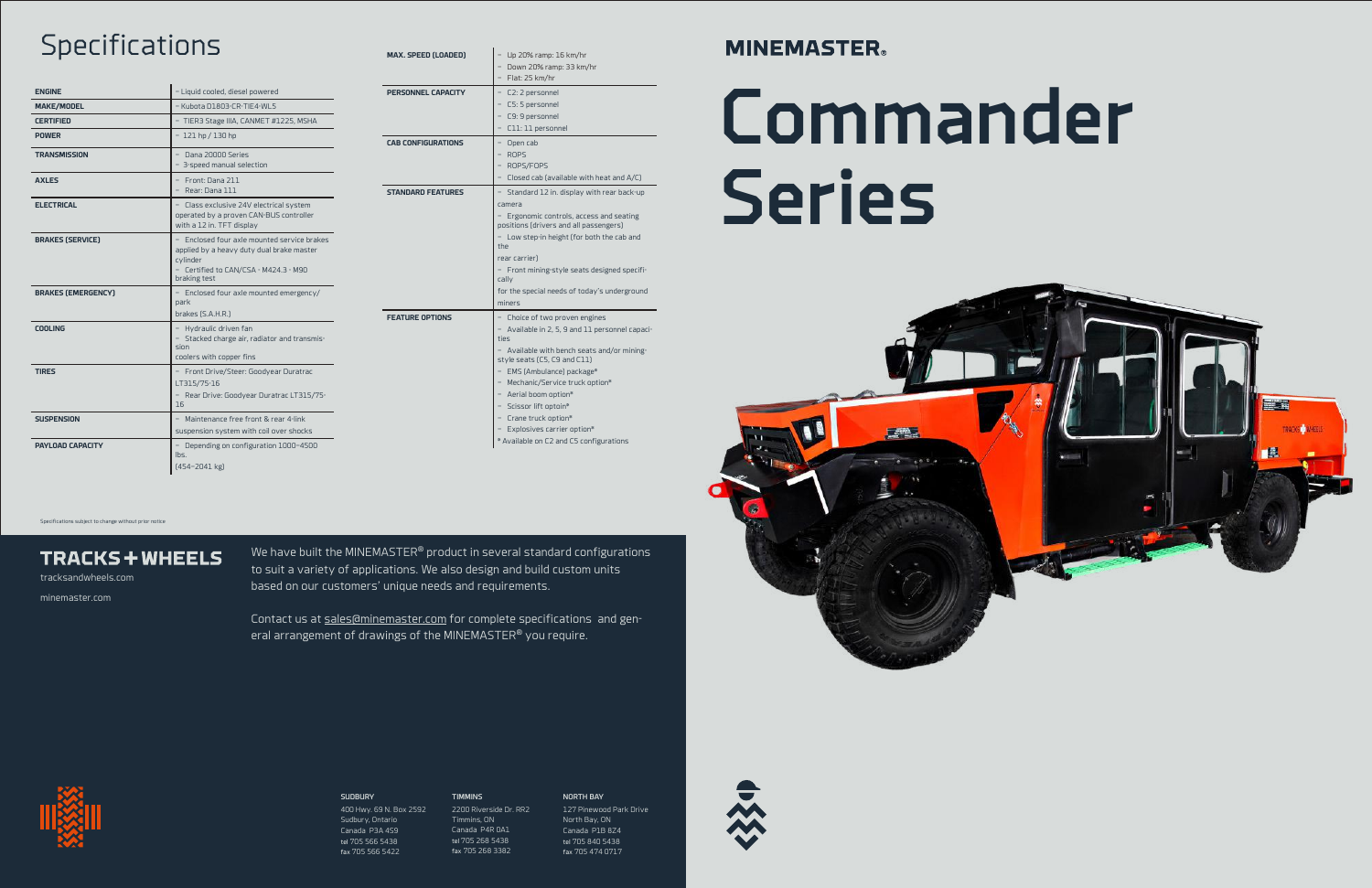# MINEMASTER

# Commander Series

## Specifications

| | |
|---|---|
| **ENGINE** | – Liquid cooled, diesel powered |
| **MAKE/MODEL** | – Kubota D1803-CR-TIE4-WL5 |
| **CERTIFIED** | – TIER3 Stage IIIA, CANMET #1225, MSHA |
| **POWER** | – 121 hp / 130 hp |
| **TRANSMISSION** | – Dana 20000 Series<br>– 3-speed manual selection |
| **AXLES** | – Front: Dana 211<br>– Rear: Dana 111 |
| **ELECTRICAL** | – Class exclusive 24V electrical system operated by a proven CAN-BUS controller with a 12 in. TFT display |
| **BRAKES (SERVICE)** | – Enclosed four axle mounted service brakes applied by a heavy duty dual brake master cylinder<br>– Certified to CAN/CSA - M424.3 - M90 braking test |
| **BRAKES (EMERGENCY)** | – Enclosed four axle mounted emergency/park brakes (S.A.H.R.) |
| **COOLING** | – Hydraulic driven fan<br>– Stacked charge air, radiator and transmission coolers with copper fins |
| **TIRES** | – Front Drive/Steer: Goodyear Duratrac LT315/75-16<br>– Rear Drive: Goodyear Duratrac LT315/75-16 |
| **SUSPENSION** | – Maintenance free front & rear 4-link suspension system with coil over shocks |
| **PAYLOAD CAPACITY** | – Depending on configuration 1000–4500 lbs. (454–2041 kg) |
| **MAX. SPEED (LOADED)** | – Up 20% ramp: 16 km/hr<br>– Down 20% ramp: 33 km/hr<br>– Flat: 25 km/hr |
| **PERSONNEL CAPACITY** | – C2: 2 personnel<br>– C5: 5 personnel<br>– C9: 9 personnel<br>– C11: 11 personnel |
| **CAB CONFIGURATIONS** | – Open cab<br>– ROPS<br>– ROPS/FOPS<br>– Closed cab (available with heat and A/C) |
| **STANDARD FEATURES** | – Standard 12 in. display with rear back-up camera<br>– Ergonomic controls, access and seating positions (drivers and all passengers)<br>– Low step-in height (for both the cab and the rear carrier)<br>– Front mining-style seats designed specifically for the special needs of today's underground miners |
| **FEATURE OPTIONS** | – Choice of two proven engines<br>– Available in 2, 5, 9 and 11 personnel capacities<br>– Available with bench seats and/or mining-style seats (C5, C9 and C11)<br>– EMS (Ambulance) package*<br>– Mechanic/Service truck option*<br>– Aerial boom option*<br>– Scissor lift option*<br>– Crane truck option*<br>– Explosives carrier option*<br>* Available on C2 and C5 configurations |

Specifications subject to change without prior notice

**TRACKS + WHEELS**

tracksandwheels.com

minemaster.com

We have built the MINEMASTER® product in several standard configurations to suit a variety of applications. We also design and build custom units based on our customers' unique needs and requirements.

Contact us at sales@minemaster.com for complete specifications and general arrangement of drawings of the MINEMASTER® you require.

**SUDBURY**
400 Hwy. 69 N. Box 2592
Sudbury, Ontario
Canada P3A 4S9
tel 705 566 5438
fax 705 566 5422

**TIMMINS**
2200 Riverside Dr. RR2
Timmins, ON
Canada P4R 0A1
tel 705 268 5438
fax 705 268 3382

**NORTH BAY**
127 Pinewood Park Drive
North Bay, ON
Canada P1B 8Z4
tel 705 840 5438
fax 705 474 0717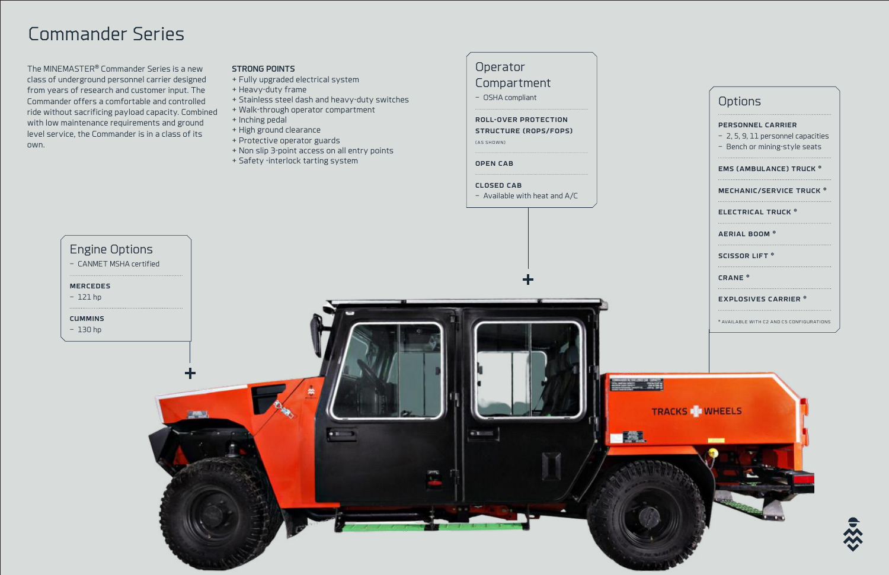# Commander Series

The MINEMASTER® Commander Series is a new class of underground personnel carrier designed from years of research and customer input. The Commander offers a comfortable and controlled ride without sacrificing payload capacity. Combined with low maintenance requirements and ground level service, the Commander is in a class of its own.

**STRONG POINTS**

+ Fully upgraded electrical system
+ Heavy-duty frame
+ Stainless steel dash and heavy-duty switches
+ Walk-through operator compartment
+ Inching pedal
+ High ground clearance
+ Protective operator guards
+ Non slip 3-point access on all entry points
+ Safety -interlock tarting system

## Operator Compartment

- OSHA compliant

**ROLL-OVER PROTECTION STRUCTURE (ROPS/FOPS)**

(AS SHOWN)

**OPEN CAB**

**CLOSED CAB**

- Available with heat and A/C

## Options

**PERSONNEL CARRIER**

- 2, 5, 9, 11 personnel capacities
- Bench or mining-style seats

**EMS (AMBULANCE) TRUCK \***

**MECHANIC/SERVICE TRUCK \***

**ELECTRICAL TRUCK \***

**AERIAL BOOM \***

**SCISSOR LIFT \***

**CRANE \***

**EXPLOSIVES CARRIER \***

\* AVAILABLE WITH C2 AND C5 CONFIGURATIONS

## Engine Options

- CANMET MSHA certified

**MERCEDES**

- 121 hp

**CUMMINS**

- 130 hp

TRACKS WHEELS